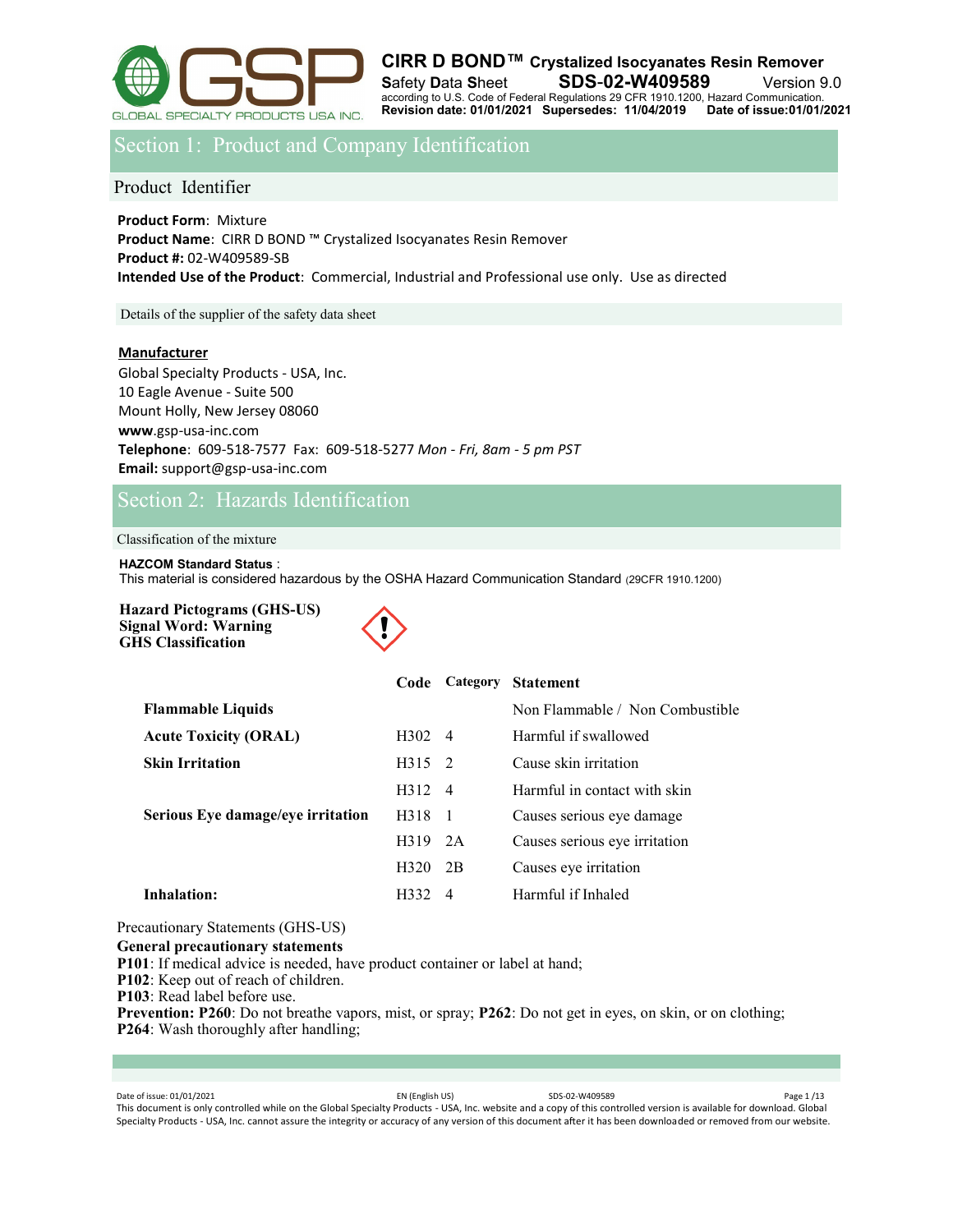# CIRR D BOND™ Crystalized Isocyanates Resin Remover

**S**afety **D**ata **S**heet **SDS-02-W409589** Version 9.0
according to U.S. Code of Federal Regulations 29 CFR 1910.1200, Hazard Communication.
**Revision date: 01/01/2021 Supersedes: 11/04/2019 Date of issue:01/01/2021**

## Section 1: Product and Company Identification

### Product Identifier

**Product Form**: Mixture
**Product Name**: CIRR D BOND ™ Crystalized Isocyanates Resin Remover
**Product #:** 02-W409589-SB
**Intended Use of the Product**: Commercial, Industrial and Professional use only. Use as directed

### Details of the supplier of the safety data sheet

**Manufacturer**
Global Specialty Products - USA, Inc.
10 Eagle Avenue - Suite 500
Mount Holly, New Jersey 08060
**www**.gsp-usa-inc.com
**Telephone**: 609-518-7577 Fax: 609-518-5277 *Mon - Fri, 8am - 5 pm PST*
**Email:** support@gsp-usa-inc.com

## Section 2: Hazards Identification

### Classification of the mixture

**HAZCOM Standard Status** :
This material is considered hazardous by the OSHA Hazard Communication Standard (29CFR 1910.1200)

**Hazard Pictograms (GHS-US)**
**Signal Word: Warning**
**GHS Classification**

| | Code | Category | Statement |
|---|---|---|---|
| **Flammable Liquids** | | | Non Flammable / Non Combustible |
| **Acute Toxicity (ORAL)** | H302 | 4 | Harmful if swallowed |
| **Skin Irritation** | H315 | 2 | Cause skin irritation |
| | H312 | 4 | Harmful in contact with skin |
| **Serious Eye damage/eye irritation** | H318 | 1 | Causes serious eye damage |
| | H319 | 2A | Causes serious eye irritation |
| | H320 | 2B | Causes eye irritation |
| **Inhalation:** | H332 | 4 | Harmful if Inhaled |

Precautionary Statements (GHS-US)

**General precautionary statements**
**P101**: If medical advice is needed, have product container or label at hand;
**P102**: Keep out of reach of children.
**P103**: Read label before use.
**Prevention: P260**: Do not breathe vapors, mist, or spray; **P262**: Do not get in eyes, on skin, or on clothing;
**P264**: Wash thoroughly after handling;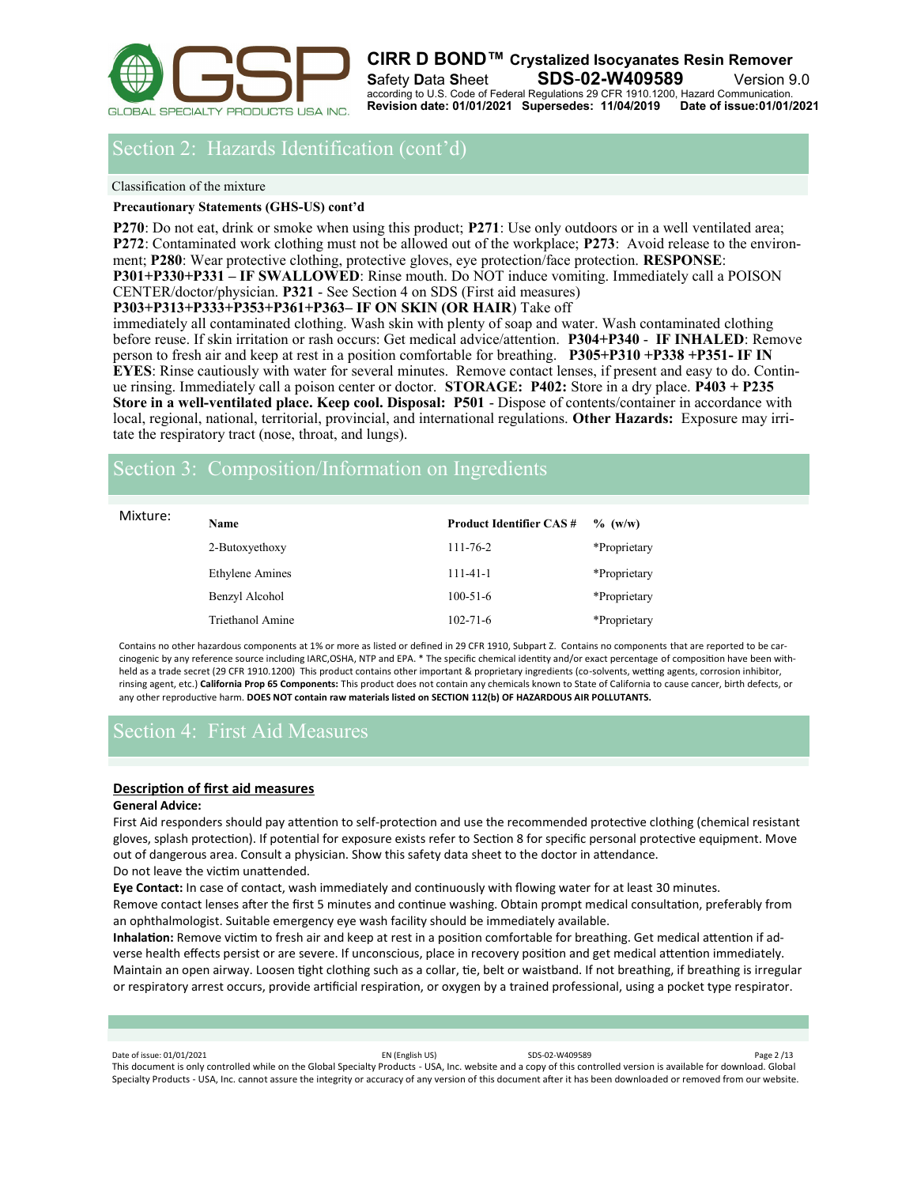## Section 2: Hazards Identification (cont'd)

Classification of the mixture

**Precautionary Statements (GHS-US) cont'd**

**P270**: Do not eat, drink or smoke when using this product; **P271**: Use only outdoors or in a well ventilated area; **P272**: Contaminated work clothing must not be allowed out of the workplace; **P273**: Avoid release to the environment; **P280**: Wear protective clothing, protective gloves, eye protection/face protection. **RESPONSE**: **P301+P330+P331 – IF SWALLOWED**: Rinse mouth. Do NOT induce vomiting. Immediately call a POISON CENTER/doctor/physician. **P321** - See Section 4 on SDS (First aid measures) **P303+P313+P333+P353+P361+P363– IF ON SKIN (OR HAIR**) Take off immediately all contaminated clothing. Wash skin with plenty of soap and water. Wash contaminated clothing before reuse. If skin irritation or rash occurs: Get medical advice/attention. **P304+P340** - **IF INHALED**: Remove person to fresh air and keep at rest in a position comfortable for breathing. **P305+P310 +P338 +P351- IF IN EYES**: Rinse cautiously with water for several minutes. Remove contact lenses, if present and easy to do. Continue rinsing. Immediately call a poison center or doctor. **STORAGE: P402:** Store in a dry place. **P403 + P235 Store in a well-ventilated place. Keep cool. Disposal: P501** - Dispose of contents/container in accordance with local, regional, national, territorial, provincial, and international regulations. **Other Hazards:** Exposure may irritate the respiratory tract (nose, throat, and lungs).

## Section 3: Composition/Information on Ingredients

Mixture:

| Name | Product Identifier CAS # | % (w/w) |
|---|---|---|
| 2-Butoxyethoxy | 111-76-2 | *Proprietary |
| Ethylene Amines | 111-41-1 | *Proprietary |
| Benzyl Alcohol | 100-51-6 | *Proprietary |
| Triethanol Amine | 102-71-6 | *Proprietary |

Contains no other hazardous components at 1% or more as listed or defined in 29 CFR 1910, Subpart Z. Contains no components that are reported to be carcinogenic by any reference source including IARC,OSHA, NTP and EPA. * The specific chemical identity and/or exact percentage of composition have been withheld as a trade secret (29 CFR 1910.1200) This product contains other important & proprietary ingredients (co-solvents, wetting agents, corrosion inhibitor, rinsing agent, etc.) **California Prop 65 Components:** This product does not contain any chemicals known to State of California to cause cancer, birth defects, or any other reproductive harm. **DOES NOT contain raw materials listed on SECTION 112(b) OF HAZARDOUS AIR POLLUTANTS.**

## Section 4: First Aid Measures

### Description of first aid measures

**General Advice:**

First Aid responders should pay attention to self-protection and use the recommended protective clothing (chemical resistant gloves, splash protection). If potential for exposure exists refer to Section 8 for specific personal protective equipment. Move out of dangerous area. Consult a physician. Show this safety data sheet to the doctor in attendance.
Do not leave the victim unattended.

**Eye Contact:** In case of contact, wash immediately and continuously with flowing water for at least 30 minutes.
Remove contact lenses after the first 5 minutes and continue washing. Obtain prompt medical consultation, preferably from an ophthalmologist. Suitable emergency eye wash facility should be immediately available.

**Inhalation:** Remove victim to fresh air and keep at rest in a position comfortable for breathing. Get medical attention if adverse health effects persist or are severe. If unconscious, place in recovery position and get medical attention immediately. Maintain an open airway. Loosen tight clothing such as a collar, tie, belt or waistband. If not breathing, if breathing is irregular or respiratory arrest occurs, provide artificial respiration, or oxygen by a trained professional, using a pocket type respirator.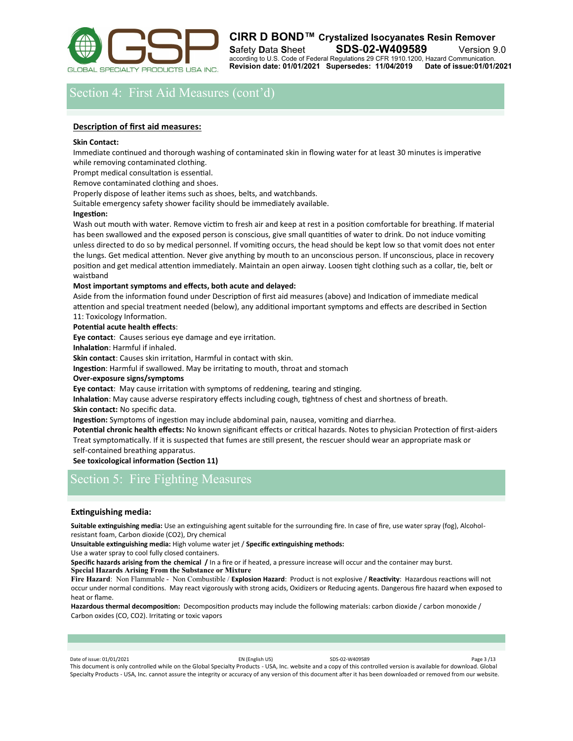## Section 4: First Aid Measures (cont'd)

**Description of first aid measures:**

**Skin Contact:**

Immediate continued and thorough washing of contaminated skin in flowing water for at least 30 minutes is imperative while removing contaminated clothing.

Prompt medical consultation is essential.

Remove contaminated clothing and shoes.

Properly dispose of leather items such as shoes, belts, and watchbands.

Suitable emergency safety shower facility should be immediately available.

**Ingestion:**

Wash out mouth with water. Remove victim to fresh air and keep at rest in a position comfortable for breathing. If material has been swallowed and the exposed person is conscious, give small quantities of water to drink. Do not induce vomiting unless directed to do so by medical personnel. If vomiting occurs, the head should be kept low so that vomit does not enter the lungs. Get medical attention. Never give anything by mouth to an unconscious person. If unconscious, place in recovery position and get medical attention immediately. Maintain an open airway. Loosen tight clothing such as a collar, tie, belt or waistband

**Most important symptoms and effects, both acute and delayed:**

Aside from the information found under Description of first aid measures (above) and Indication of immediate medical attention and special treatment needed (below), any additional important symptoms and effects are described in Section 11: Toxicology Information.

**Potential acute health effects**:

**Eye contact**: Causes serious eye damage and eye irritation.

**Inhalation**: Harmful if inhaled.

**Skin contact**: Causes skin irritation, Harmful in contact with skin.

**Ingestion**: Harmful if swallowed. May be irritating to mouth, throat and stomach

**Over-exposure signs/symptoms**

**Eye contact**: May cause irritation with symptoms of reddening, tearing and stinging.

**Inhalation**: May cause adverse respiratory effects including cough, tightness of chest and shortness of breath.

**Skin contact:** No specific data.

**Ingestion:** Symptoms of ingestion may include abdominal pain, nausea, vomiting and diarrhea.

**Potential chronic health effects:** No known significant effects or critical hazards. Notes to physician Protection of first-aiders Treat symptomatically. If it is suspected that fumes are still present, the rescuer should wear an appropriate mask or self-contained breathing apparatus.

**See toxicological information (Section 11)**

## Section 5: Fire Fighting Measures

### Extinguishing media:

**Suitable extinguishing media:** Use an extinguishing agent suitable for the surrounding fire. In case of fire, use water spray (fog), Alcohol-resistant foam, Carbon dioxide ($CO_2$), Dry chemical

**Unsuitable extinguishing media:** High volume water jet / **Specific extinguishing methods:**

Use a water spray to cool fully closed containers.

**Specific hazards arising from the chemical /** In a fire or if heated, a pressure increase will occur and the container may burst.

**Special Hazards Arising From the Substance or Mixture**

**Fire Hazard**: Non Flammable - Non Combustible / **Explosion Hazard**: Product is not explosive / **Reactivity**: Hazardous reactions will not occur under normal conditions. May react vigorously with strong acids, Oxidizers or Reducing agents. Dangerous fire hazard when exposed to heat or flame.

**Hazardous thermal decomposition:** Decomposition products may include the following materials: carbon dioxide / carbon monoxide / Carbon oxides ($CO$, $CO_2$). Irritating or toxic vapors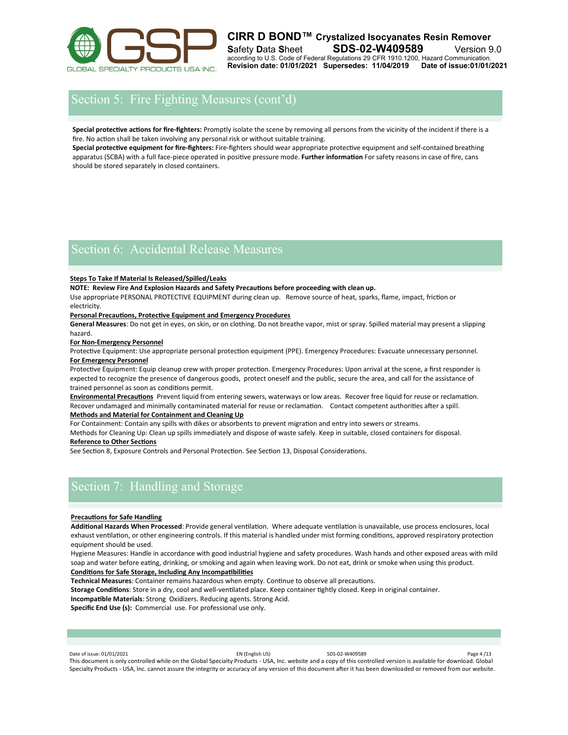## Section 5: Fire Fighting Measures (cont'd)

**Special protective actions for fire-fighters:** Promptly isolate the scene by removing all persons from the vicinity of the incident if there is a fire. No action shall be taken involving any personal risk or without suitable training.

**Special protective equipment for fire-fighters:** Fire-fighters should wear appropriate protective equipment and self-contained breathing apparatus (SCBA) with a full face-piece operated in positive pressure mode. **Further information** For safety reasons in case of fire, cans should be stored separately in closed containers.

## Section 6: Accidental Release Measures

**Steps To Take If Material Is Released/Spilled/Leaks**

**NOTE: Review Fire And Explosion Hazards and Safety Precautions before proceeding with clean up.**

Use appropriate PERSONAL PROTECTIVE EQUIPMENT during clean up. Remove source of heat, sparks, flame, impact, friction or electricity.

**Personal Precautions, Protective Equipment and Emergency Procedures**

**General Measures**: Do not get in eyes, on skin, or on clothing. Do not breathe vapor, mist or spray. Spilled material may present a slipping hazard.

**For Non-Emergency Personnel**

Protective Equipment: Use appropriate personal protection equipment (PPE). Emergency Procedures: Evacuate unnecessary personnel.

**For Emergency Personnel**

Protective Equipment: Equip cleanup crew with proper protection. Emergency Procedures: Upon arrival at the scene, a first responder is expected to recognize the presence of dangerous goods, protect oneself and the public, secure the area, and call for the assistance of trained personnel as soon as conditions permit.

**Environmental Precautions** Prevent liquid from entering sewers, waterways or low areas. Recover free liquid for reuse or reclamation. Recover undamaged and minimally contaminated material for reuse or reclamation. Contact competent authorities after a spill.

**Methods and Material for Containment and Cleaning Up**

For Containment: Contain any spills with dikes or absorbents to prevent migration and entry into sewers or streams.

Methods for Cleaning Up: Clean up spills immediately and dispose of waste safely. Keep in suitable, closed containers for disposal.

**Reference to Other Sections**

See Section 8, Exposure Controls and Personal Protection. See Section 13, Disposal Considerations.

## Section 7: Handling and Storage

**Precautions for Safe Handling**

**Additional Hazards When Processed**: Provide general ventilation. Where adequate ventilation is unavailable, use process enclosures, local exhaust ventilation, or other engineering controls. If this material is handled under mist forming conditions, approved respiratory protection equipment should be used.

Hygiene Measures: Handle in accordance with good industrial hygiene and safety procedures. Wash hands and other exposed areas with mild soap and water before eating, drinking, or smoking and again when leaving work. Do not eat, drink or smoke when using this product.

**Conditions for Safe Storage, Including Any Incompatibilities**

**Technical Measures**: Container remains hazardous when empty. Continue to observe all precautions.

**Storage Conditions**: Store in a dry, cool and well-ventilated place. Keep container tightly closed. Keep in original container.

**Incompatible Materials**: Strong Oxidizers. Reducing agents. Strong Acid.

**Specific End Use (s):** Commercial use. For professional use only.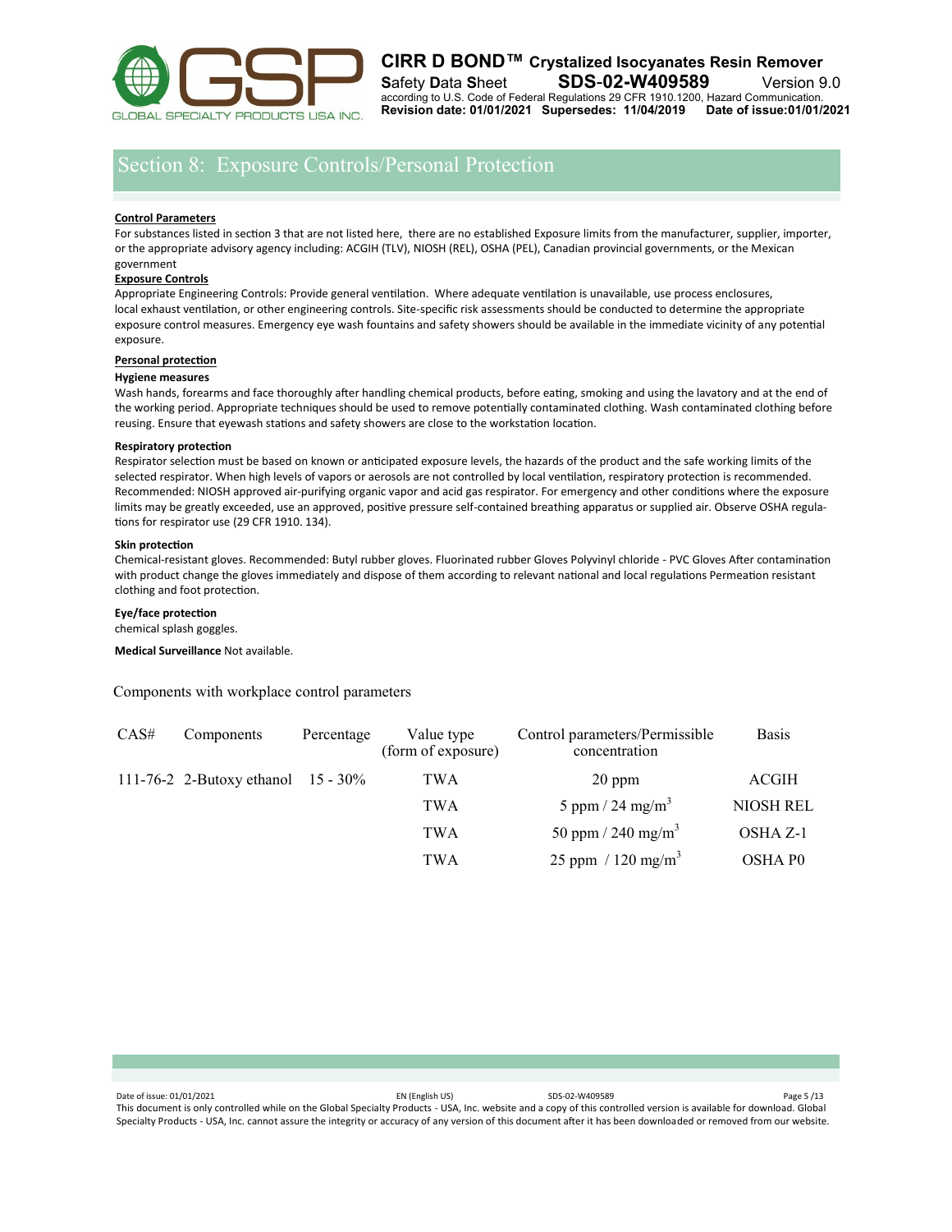## Section 8: Exposure Controls/Personal Protection

**Control Parameters**

For substances listed in section 3 that are not listed here, there are no established Exposure limits from the manufacturer, supplier, importer, or the appropriate advisory agency including: ACGIH (TLV), NIOSH (REL), OSHA (PEL), Canadian provincial governments, or the Mexican government

**Exposure Controls**

Appropriate Engineering Controls: Provide general ventilation. Where adequate ventilation is unavailable, use process enclosures, local exhaust ventilation, or other engineering controls. Site-specific risk assessments should be conducted to determine the appropriate exposure control measures. Emergency eye wash fountains and safety showers should be available in the immediate vicinity of any potential exposure.

**Personal protection**

**Hygiene measures**

Wash hands, forearms and face thoroughly after handling chemical products, before eating, smoking and using the lavatory and at the end of the working period. Appropriate techniques should be used to remove potentially contaminated clothing. Wash contaminated clothing before reusing. Ensure that eyewash stations and safety showers are close to the workstation location.

**Respiratory protection**

Respirator selection must be based on known or anticipated exposure levels, the hazards of the product and the safe working limits of the selected respirator. When high levels of vapors or aerosols are not controlled by local ventilation, respiratory protection is recommended. Recommended: NIOSH approved air-purifying organic vapor and acid gas respirator. For emergency and other conditions where the exposure limits may be greatly exceeded, use an approved, positive pressure self-contained breathing apparatus or supplied air. Observe OSHA regulations for respirator use (29 CFR 1910. 134).

**Skin protection**

Chemical-resistant gloves. Recommended: Butyl rubber gloves. Fluorinated rubber Gloves Polyvinyl chloride - PVC Gloves After contamination with product change the gloves immediately and dispose of them according to relevant national and local regulations Permeation resistant clothing and foot protection.

**Eye/face protection**

chemical splash goggles.

**Medical Surveillance** Not available.

Components with workplace control parameters

| CAS# | Components | Percentage | Value type (form of exposure) | Control parameters/Permissible concentration | Basis |
|---|---|---|---|---|---|
| 111-76-2 | 2-Butoxy ethanol | 15 - 30% | TWA | 20 ppm | ACGIH |
| | | | TWA | 5 ppm / 24 mg/m$^3$ | NIOSH REL |
| | | | TWA | 50 ppm / 240 mg/m$^3$ | OSHA Z-1 |
| | | | TWA | 25 ppm / 120 mg/m$^3$ | OSHA P0 |

This document is only controlled while on the Global Specialty Products - USA, Inc. website and a copy of this controlled version is available for download. Global Specialty Products - USA, Inc. cannot assure the integrity or accuracy of any version of this document after it has been downloaded or removed from our website.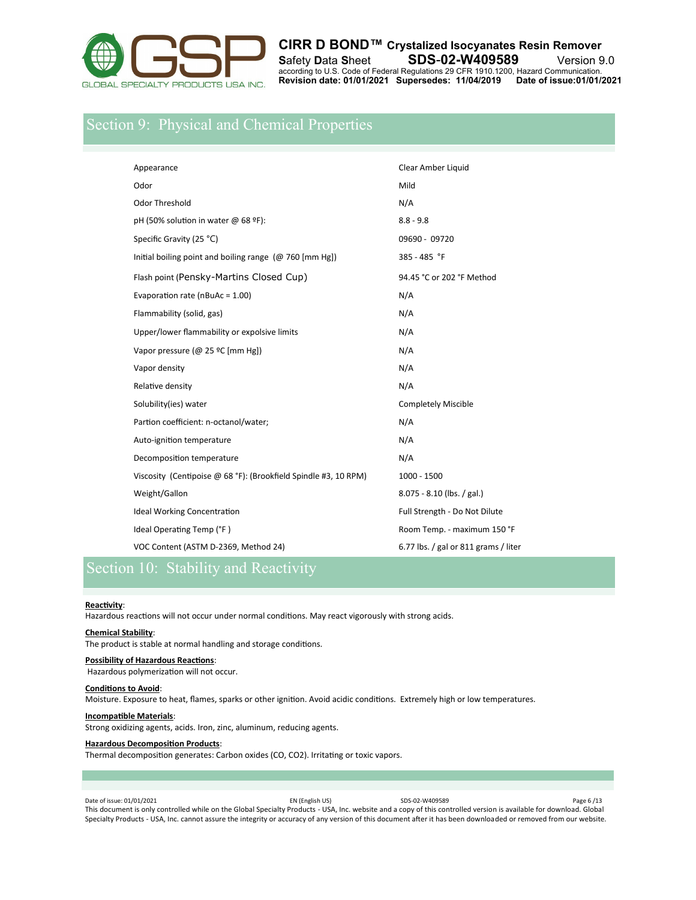## Section 9: Physical and Chemical Properties

| | |
|---|---|
| Appearance | Clear Amber Liquid |
| Odor | Mild |
| Odor Threshold | N/A |
| pH (50% solution in water @ 68 ºF): | 8.8 - 9.8 |
| Specific Gravity (25 °C) | 09690 - 09720 |
| Initial boiling point and boiling range (@ 760 [mm Hg]) | 385 - 485 °F |
| Flash point (Pensky-Martins Closed Cup) | 94.45 °C or 202 °F Method |
| Evaporation rate (nBuAc = 1.00) | N/A |
| Flammability (solid, gas) | N/A |
| Upper/lower flammability or expolsive limits | N/A |
| Vapor pressure (@ 25 ºC [mm Hg]) | N/A |
| Vapor density | N/A |
| Relative density | N/A |
| Solubility(ies) water | Completely Miscible |
| Partion coefficient: n-octanol/water; | N/A |
| Auto-ignition temperature | N/A |
| Decomposition temperature | N/A |
| Viscosity (Centipoise @ 68 °F): (Brookfield Spindle #3, 10 RPM) | 1000 - 1500 |
| Weight/Gallon | 8.075 - 8.10 (lbs. / gal.) |
| Ideal Working Concentration | Full Strength - Do Not Dilute |
| Ideal Operating Temp (°F ) | Room Temp. - maximum 150 °F |
| VOC Content (ASTM D-2369, Method 24) | 6.77 lbs. / gal or 811 grams / liter |

## Section 10: Stability and Reactivity

**Reactivity**:
Hazardous reactions will not occur under normal conditions. May react vigorously with strong acids.

**Chemical Stability**:
The product is stable at normal handling and storage conditions.

**Possibility of Hazardous Reactions**:
Hazardous polymerization will not occur.

**Conditions to Avoid**:
Moisture. Exposure to heat, flames, sparks or other ignition. Avoid acidic conditions. Extremely high or low temperatures.

**Incompatible Materials**:
Strong oxidizing agents, acids. Iron, zinc, aluminum, reducing agents.

**Hazardous Decomposition Products**:
Thermal decomposition generates: Carbon oxides (CO, $CO_2$). Irritating or toxic vapors.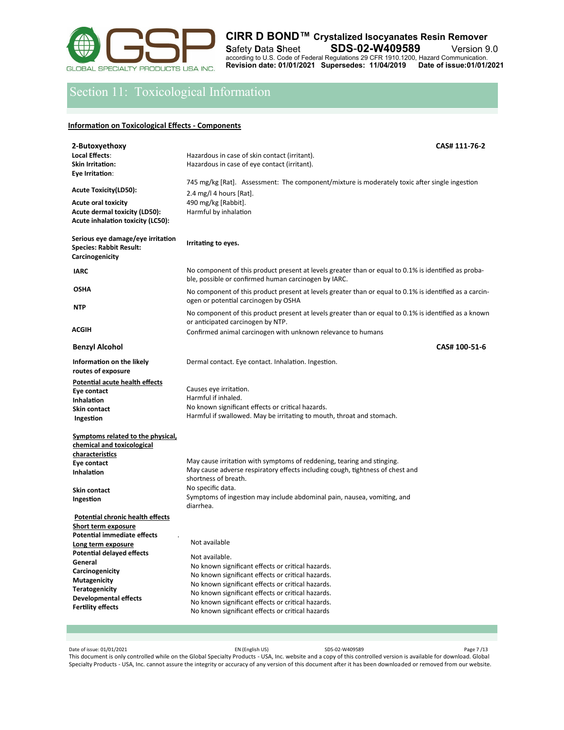# Section 11: Toxicological Information

**Information on Toxicological Effects - Components**

**2-Butoxyethoxy** **CAS# 111-76-2**

| | |
|---|---|
| **Local Effects**: | |
| **Skin Irritation:** | Hazardous in case of skin contact (irritant). |
| **Eye Irritation**: | Hazardous in case of eye contact (irritant). |
| **Acute Toxicity(LD50):** | 745 mg/kg [Rat]. Assessment: The component/mixture is moderately toxic after single ingestion |
| **Acute oral toxicity** | 2.4 mg/l 4 hours [Rat]. |
| **Acute dermal toxicity (LD50):** | 490 mg/kg [Rabbit]. |
| **Acute inhalation toxicity (LC50):** | Harmful by inhalation |
| **Serious eye damage/eye irritation** **Species: Rabbit Result:** | **Irritating to eyes.** |
| **Carcinogenicity** | |
| **IARC** | No component of this product present at levels greater than or equal to 0.1% is identified as probable, possible or confirmed human carcinogen by IARC. |
| **OSHA** | No component of this product present at levels greater than or equal to 0.1% is identified as a carcinogen or potential carcinogen by OSHA |
| **NTP** | No component of this product present at levels greater than or equal to 0.1% is identified as a known or anticipated carcinogen by NTP. |
| **ACGIH** | Confirmed animal carcinogen with unknown relevance to humans |

**Benzyl Alcohol** **CAS# 100-51-6**

| | |
|---|---|
| **Information on the likely routes of exposure** | Dermal contact. Eye contact. Inhalation. Ingestion. |
| **Potential acute health effects** | |
| **Eye contact** | Causes eye irritation. |
| **Inhalation** | Harmful if inhaled. |
| **Skin contact** | No known significant effects or critical hazards. |
| **Ingestion** | Harmful if swallowed. May be irritating to mouth, throat and stomach. |
| **Symptoms related to the physical, chemical and toxicological characteristics** | |
| **Eye contact** | May cause irritation with symptoms of reddening, tearing and stinging. |
| **Inhalation** | May cause adverse respiratory effects including cough, tightness of chest and shortness of breath. |
| **Skin contact** | No specific data. |
| **Ingestion** | Symptoms of ingestion may include abdominal pain, nausea, vomiting, and diarrhea. |
| **Potential chronic health effects** | |
| **Short term exposure** | |
| **Potential immediate effects** | Not available |
| **Long term exposure** | |
| **Potential delayed effects** | Not available. |
| **General** | No known significant effects or critical hazards. |
| **Carcinogenicity** | No known significant effects or critical hazards. |
| **Mutagenicity** | No known significant effects or critical hazards. |
| **Teratogenicity** | No known significant effects or critical hazards. |
| **Developmental effects** | No known significant effects or critical hazards. |
| **Fertility effects** | No known significant effects or critical hazards |

This document is only controlled while on the Global Specialty Products - USA, Inc. website and a copy of this controlled version is available for download. Global Specialty Products - USA, Inc. cannot assure the integrity or accuracy of any version of this document after it has been downloaded or removed from our website.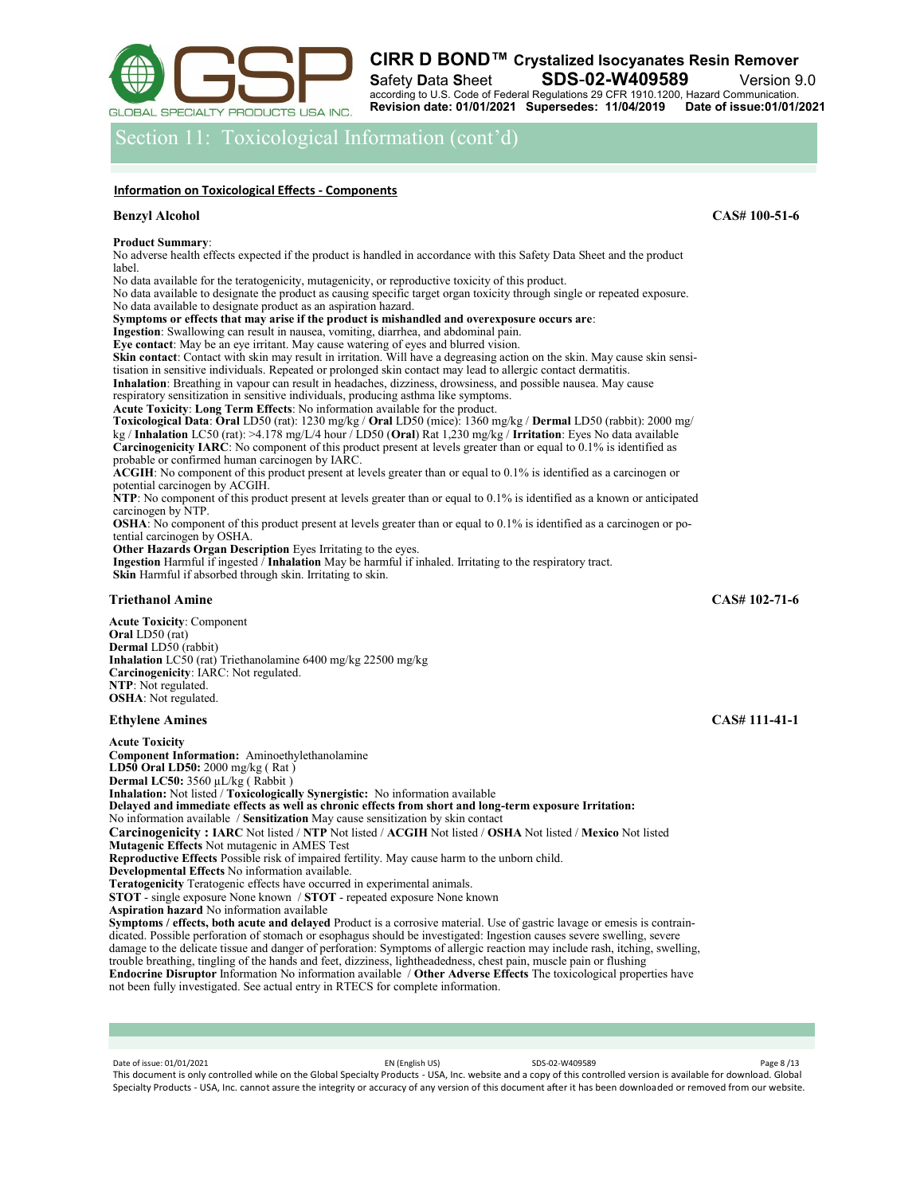## Section 11: Toxicological Information (cont'd)

**Information on Toxicological Effects - Components**

### Benzyl Alcohol — CAS# 100-51-6

**Product Summary**:
No adverse health effects expected if the product is handled in accordance with this Safety Data Sheet and the product label.
No data available for the teratogenicity, mutagenicity, or reproductive toxicity of this product.
No data available to designate the product as causing specific target organ toxicity through single or repeated exposure.
No data available to designate product as an aspiration hazard.
**Symptoms or effects that may arise if the product is mishandled and overexposure occurs are**:
**Ingestion**: Swallowing can result in nausea, vomiting, diarrhea, and abdominal pain.
**Eye contact**: May be an eye irritant. May cause watering of eyes and blurred vision.
**Skin contact**: Contact with skin may result in irritation. Will have a degreasing action on the skin. May cause skin sensitisation in sensitive individuals. Repeated or prolonged skin contact may lead to allergic contact dermatitis.
**Inhalation**: Breathing in vapour can result in headaches, dizziness, drowsiness, and possible nausea. May cause respiratory sensitization in sensitive individuals, producing asthma like symptoms.
**Acute Toxicity**: **Long Term Effects**: No information available for the product.
**Toxicological Data**: **Oral** LD50 (rat): 1230 mg/kg / **Oral** LD50 (mice): 1360 mg/kg / **Dermal** LD50 (rabbit): 2000 mg/kg / **Inhalation** LC50 (rat): >4.178 mg/L/4 hour / LD50 (**Oral**) Rat 1,230 mg/kg / **Irritation**: Eyes No data available
**Carcinogenicity IARC**: No component of this product present at levels greater than or equal to 0.1% is identified as probable or confirmed human carcinogen by IARC.
**ACGIH**: No component of this product present at levels greater than or equal to 0.1% is identified as a carcinogen or potential carcinogen by ACGIH.
**NTP**: No component of this product present at levels greater than or equal to 0.1% is identified as a known or anticipated carcinogen by NTP.
**OSHA**: No component of this product present at levels greater than or equal to 0.1% is identified as a carcinogen or potential carcinogen by OSHA.
**Other Hazards Organ Description** Eyes Irritating to the eyes.
**Ingestion** Harmful if ingested / **Inhalation** May be harmful if inhaled. Irritating to the respiratory tract.
**Skin** Harmful if absorbed through skin. Irritating to skin.

### Triethanol Amine — CAS# 102-71-6

**Acute Toxicity**: Component
**Oral** LD50 (rat)
**Dermal** LD50 (rabbit)
**Inhalation** LC50 (rat) Triethanolamine 6400 mg/kg 22500 mg/kg
**Carcinogenicity**: IARC: Not regulated.
**NTP**: Not regulated.
**OSHA**: Not regulated.

### Ethylene Amines — CAS# 111-41-1

**Acute Toxicity**
**Component Information:** Aminoethylethanolamine
**LD50 Oral LD50:** 2000 mg/kg ( Rat )
**Dermal LC50:** 3560 µL/kg ( Rabbit )
**Inhalation:** Not listed / **Toxicologically Synergistic:** No information available
**Delayed and immediate effects as well as chronic effects from short and long-term exposure Irritation:** No information available / **Sensitization** May cause sensitization by skin contact
**Carcinogenicity : IARC** Not listed / **NTP** Not listed / **ACGIH** Not listed / **OSHA** Not listed / **Mexico** Not listed
**Mutagenic Effects** Not mutagenic in AMES Test
**Reproductive Effects** Possible risk of impaired fertility. May cause harm to the unborn child.
**Developmental Effects** No information available.
**Teratogenicity** Teratogenic effects have occurred in experimental animals.
**STOT** - single exposure None known / **STOT** - repeated exposure None known
**Aspiration hazard** No information available
**Symptoms / effects, both acute and delayed** Product is a corrosive material. Use of gastric lavage or emesis is contraindicated. Possible perforation of stomach or esophagus should be investigated: Ingestion causes severe swelling, severe damage to the delicate tissue and danger of perforation: Symptoms of allergic reaction may include rash, itching, swelling, trouble breathing, tingling of the hands and feet, dizziness, lightheadedness, chest pain, muscle pain or flushing
**Endocrine Disruptor** Information No information available / **Other Adverse Effects** The toxicological properties have not been fully investigated. See actual entry in RTECS for complete information.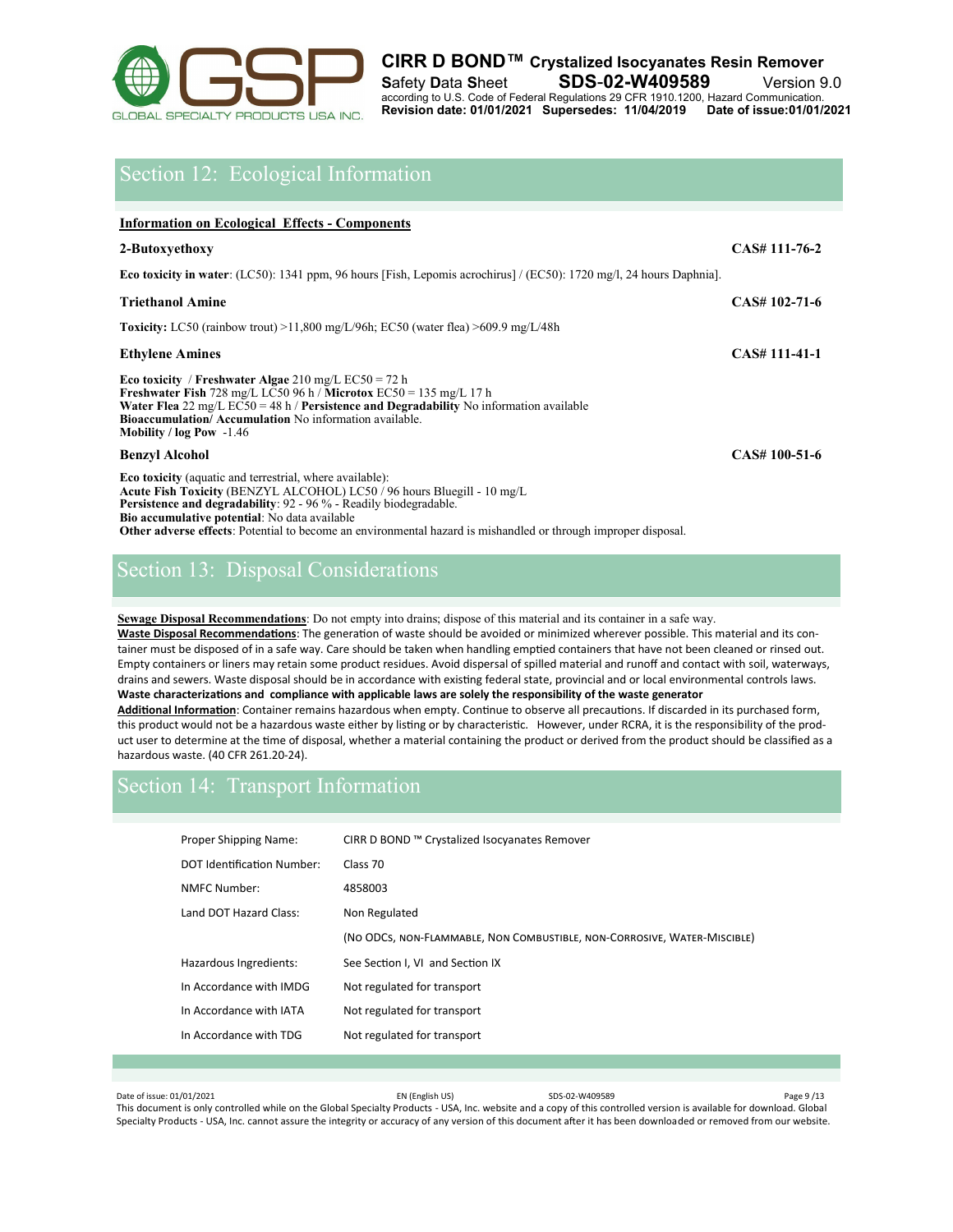## Section 12: Ecological Information

**Information on Ecological Effects - Components**

**2-Butoxyethoxy** **CAS# 111-76-2**

**Eco toxicity in water**: (LC50): 1341 ppm, 96 hours [Fish, Lepomis acrochirus] / (EC50): 1720 mg/l, 24 hours Daphnia].

**Triethanol Amine** **CAS# 102-71-6**

**Toxicity:** LC50 (rainbow trout) >11,800 mg/L/96h; EC50 (water flea) >609.9 mg/L/48h

**Ethylene Amines** **CAS# 111-41-1**

**Eco toxicity** / **Freshwater Algae** 210 mg/L EC50 = 72 h
**Freshwater Fish** 728 mg/L LC50 96 h / **Microtox** EC50 = 135 mg/L 17 h
**Water Flea** 22 mg/L EC50 = 48 h / **Persistence and Degradability** No information available
**Bioaccumulation/ Accumulation** No information available.
**Mobility / log Pow** -1.46

**Benzyl Alcohol** **CAS# 100-51-6**

**Eco toxicity** (aquatic and terrestrial, where available):
**Acute Fish Toxicity** (BENZYL ALCOHOL) LC50 / 96 hours Bluegill - 10 mg/L
**Persistence and degradability**: 92 - 96 % - Readily biodegradable.
**Bio accumulative potential**: No data available
**Other adverse effects**: Potential to become an environmental hazard is mishandled or through improper disposal.

## Section 13: Disposal Considerations

**Sewage Disposal Recommendations**: Do not empty into drains; dispose of this material and its container in a safe way.
**Waste Disposal Recommendations**: The generation of waste should be avoided or minimized wherever possible. This material and its container must be disposed of in a safe way. Care should be taken when handling emptied containers that have not been cleaned or rinsed out. Empty containers or liners may retain some product residues. Avoid dispersal of spilled material and runoff and contact with soil, waterways, drains and sewers. Waste disposal should be in accordance with existing federal state, provincial and or local environmental controls laws.
**Waste characterizations and compliance with applicable laws are solely the responsibility of the waste generator**
**Additional Information**: Container remains hazardous when empty. Continue to observe all precautions. If discarded in its purchased form, this product would not be a hazardous waste either by listing or by characteristic. However, under RCRA, it is the responsibility of the product user to determine at the time of disposal, whether a material containing the product or derived from the product should be classified as a hazardous waste. (40 CFR 261.20-24).

## Section 14: Transport Information

| | |
|---|---|
| Proper Shipping Name: | CIRR D BOND ™ Crystalized Isocyanates Remover |
| DOT Identification Number: | Class 70 |
| NMFC Number: | 4858003 |
| Land DOT Hazard Class: | Non Regulated |
| | (No ODCs, non-flammable, Non Combustible, non-Corrosive, Water-Miscible) |
| Hazardous Ingredients: | See Section I, VI and Section IX |
| In Accordance with IMDG | Not regulated for transport |
| In Accordance with IATA | Not regulated for transport |
| In Accordance with TDG | Not regulated for transport |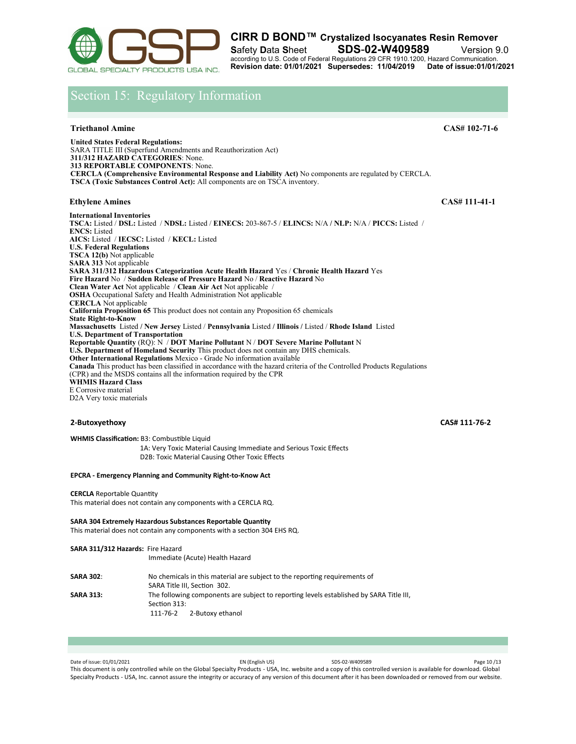## Section 15: Regulatory Information

**Triethanol Amine** — **CAS# 102-71-6**

**United States Federal Regulations:**
SARA TITLE III (Superfund Amendments and Reauthorization Act)
**311/312 HAZARD CATEGORIES**: None.
**313 REPORTABLE COMPONENTS**: None.
**CERCLA (Comprehensive Environmental Response and Liability Act)** No components are regulated by CERCLA.
**TSCA (Toxic Substances Control Act):** All components are on TSCA inventory.

**Ethylene Amines** — **CAS# 111-41-1**

**International Inventories**
**TSCA:** Listed / **DSL:** Listed / **NDSL:** Listed / **EINECS:** 203-867-5 / **ELINCS:** N/A / **NLP:** N/A / **PICCS:** Listed / **ENCS:** Listed
**AICS:** Listed / **IECSC:** Listed / **KECL:** Listed
**U.S. Federal Regulations**
**TSCA 12(b)** Not applicable
**SARA 313** Not applicable
**SARA 311/312 Hazardous Categorization Acute Health Hazard** Yes / **Chronic Health Hazard** Yes
**Fire Hazard** No / **Sudden Release of Pressure Hazard** No / **Reactive Hazard** No
**Clean Water Act** Not applicable / **Clean Air Act** Not applicable /
**OSHA** Occupational Safety and Health Administration Not applicable
**CERCLA** Not applicable
**California Proposition 65** This product does not contain any Proposition 65 chemicals
**State Right-to-Know**
**Massachusetts** Listed / **New Jersey** Listed / **Pennsylvania** Listed / **Illinois /** Listed / **Rhode Island** Listed
**U.S. Department of Transportation**
**Reportable Quantity** (RQ): N / **DOT Marine Pollutant** N / **DOT Severe Marine Pollutant** N
**U.S. Department of Homeland Security** This product does not contain any DHS chemicals.
**Other International Regulations** Mexico - Grade No information available
**Canada** This product has been classified in accordance with the hazard criteria of the Controlled Products Regulations (CPR) and the MSDS contains all the information required by the CPR
**WHMIS Hazard Class**
E Corrosive material
D2A Very toxic materials

**2-Butoxyethoxy** — **CAS# 111-76-2**

**WHMIS Classification:** B3: Combustible Liquid
1A: Very Toxic Material Causing Immediate and Serious Toxic Effects
D2B: Toxic Material Causing Other Toxic Effects

**EPCRA - Emergency Planning and Community Right-to-Know Act**

**CERCLA** Reportable Quantity
This material does not contain any components with a CERCLA RQ.

**SARA 304 Extremely Hazardous Substances Reportable Quantity**
This material does not contain any components with a section 304 EHS RQ.

**SARA 311/312 Hazards:** Fire Hazard
Immediate (Acute) Health Hazard

**SARA 302**: No chemicals in this material are subject to the reporting requirements of SARA Title III, Section 302.

**SARA 313:** The following components are subject to reporting levels established by SARA Title III, Section 313:
111-76-2 2-Butoxy ethanol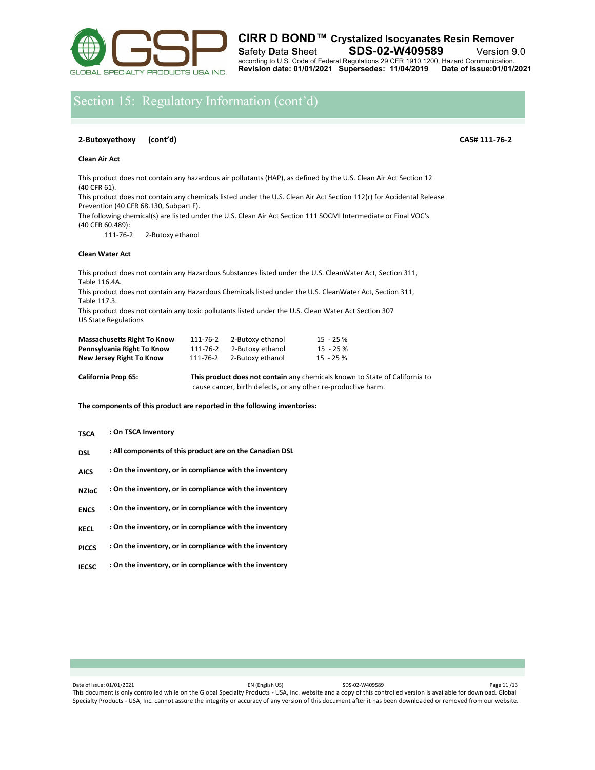## Section 15: Regulatory Information (cont'd)

**2-Butoxyethoxy (cont'd)** **CAS# 111-76-2**

**Clean Air Act**

This product does not contain any hazardous air pollutants (HAP), as defined by the U.S. Clean Air Act Section 12 (40 CFR 61).
This product does not contain any chemicals listed under the U.S. Clean Air Act Section 112(r) for Accidental Release Prevention (40 CFR 68.130, Subpart F).
The following chemical(s) are listed under the U.S. Clean Air Act Section 111 SOCMI Intermediate or Final VOC's (40 CFR 60.489):
111-76-2 2-Butoxy ethanol

**Clean Water Act**

This product does not contain any Hazardous Substances listed under the U.S. CleanWater Act, Section 311, Table 116.4A.
This product does not contain any Hazardous Chemicals listed under the U.S. CleanWater Act, Section 311, Table 117.3.
This product does not contain any toxic pollutants listed under the U.S. Clean Water Act Section 307
US State Regulations

| | | | |
|---|---|---|---|
| **Massachusetts Right To Know** | 111-76-2 | 2-Butoxy ethanol | 15 - 25 % |
| **Pennsylvania Right To Know** | 111-76-2 | 2-Butoxy ethanol | 15 - 25 % |
| **New Jersey Right To Know** | 111-76-2 | 2-Butoxy ethanol | 15 - 25 % |

**California Prop 65:** **This product does not contain** any chemicals known to State of California to cause cancer, birth defects, or any other re-productive harm.

**The components of this product are reported in the following inventories:**

**TSCA** **: On TSCA Inventory**

**DSL** **: All components of this product are on the Canadian DSL**

**AICS** **: On the inventory, or in compliance with the inventory**

**NZIoC** **: On the inventory, or in compliance with the inventory**

**ENCS** **: On the inventory, or in compliance with the inventory**

**KECL** **: On the inventory, or in compliance with the inventory**

**PICCS** **: On the inventory, or in compliance with the inventory**

**IECSC** **: On the inventory, or in compliance with the inventory**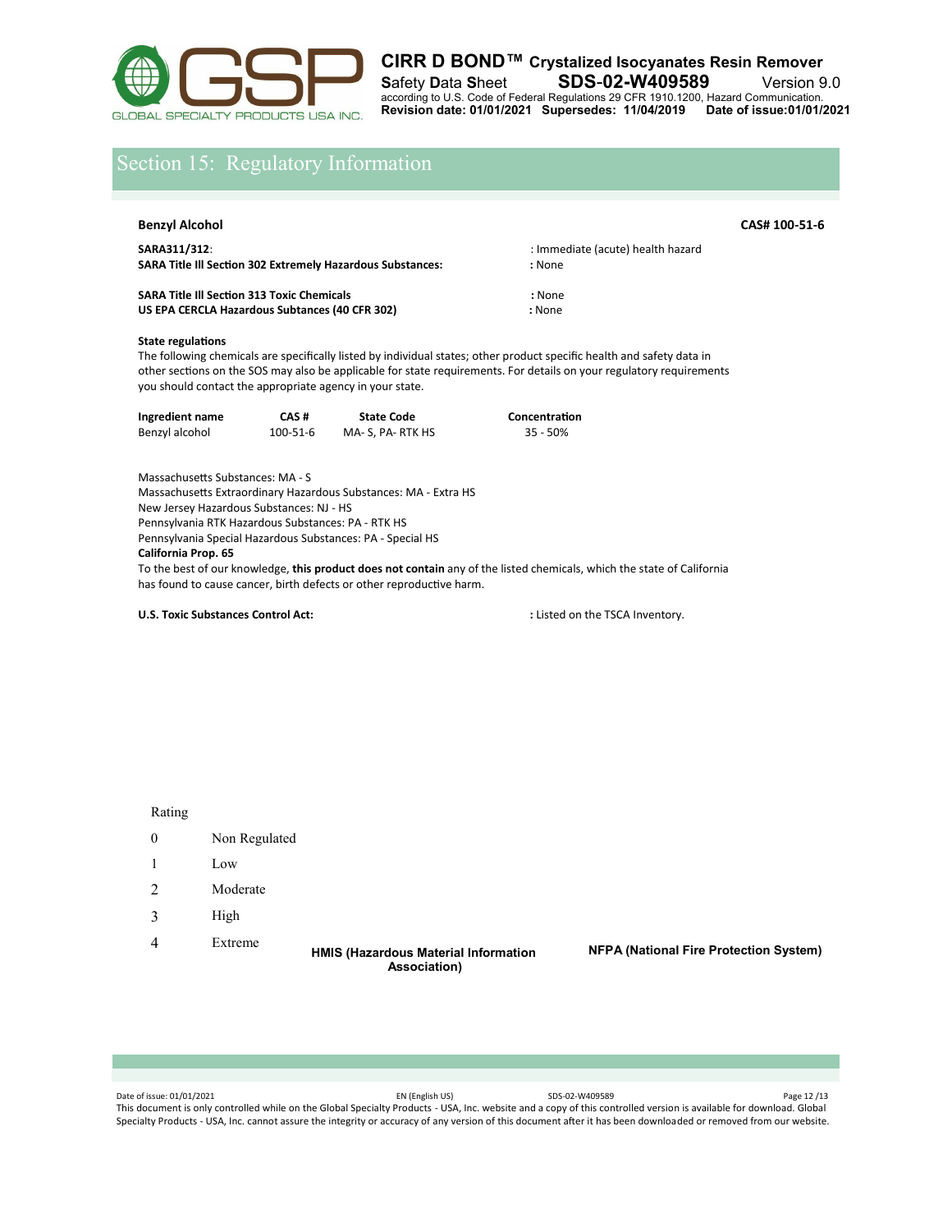## Section 15: Regulatory Information

**Benzyl Alcohol** **CAS# 100-51-6**

**SARA311/312**: : Immediate (acute) health hazard
**SARA Title III Section 302 Extremely Hazardous Substances:** **:** None

**SARA Title III Section 313 Toxic Chemicals** **:** None
**US EPA CERCLA Hazardous Subtances (40 CFR 302)** **:** None

**State regulations**

The following chemicals are specifically listed by individual states; other product specific health and safety data in other sections on the SOS may also be applicable for state requirements. For details on your regulatory requirements you should contact the appropriate agency in your state.

| Ingredient name | CAS # | State Code | Concentration |
|---|---|---|---|
| Benzyl alcohol | 100-51-6 | MA- S, PA- RTK HS | 35 - 50% |

Massachusetts Substances: MA - S
Massachusetts Extraordinary Hazardous Substances: MA - Extra HS
New Jersey Hazardous Substances: NJ - HS
Pennsylvania RTK Hazardous Substances: PA - RTK HS
Pennsylvania Special Hazardous Substances: PA - Special HS

**California Prop. 65**

To the best of our knowledge, **this product does not contain** any of the listed chemicals, which the state of California has found to cause cancer, birth defects or other reproductive harm.

**U.S. Toxic Substances Control Act:** **:** Listed on the TSCA Inventory.

| Rating | |
|---|---|
| 0 | Non Regulated |
| 1 | Low |
| 2 | Moderate |
| 3 | High |
| 4 | Extreme |

**HMIS (Hazardous Material Information Association)**

**NFPA (National Fire Protection System)**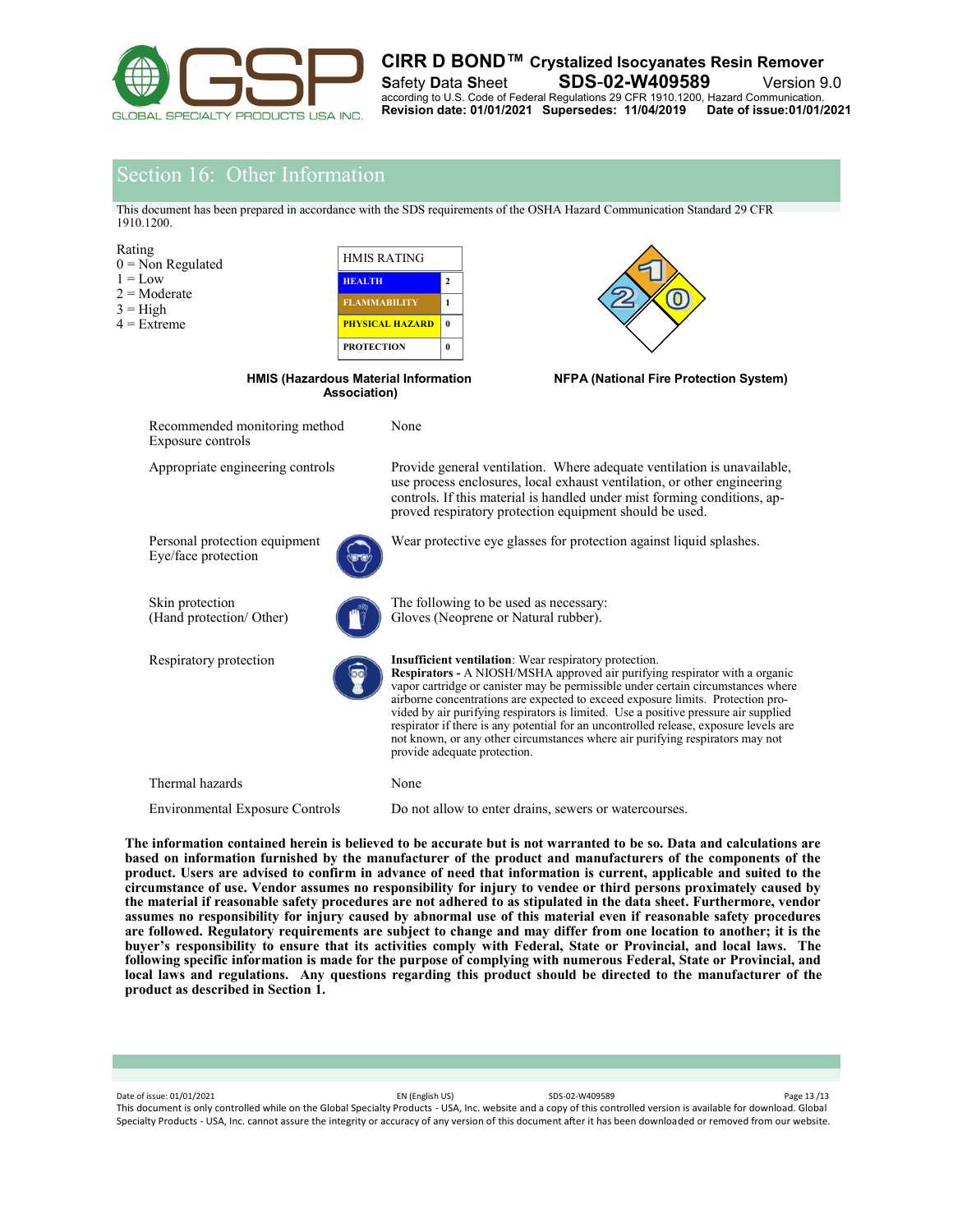## Section 16: Other Information

This document has been prepared in accordance with the SDS requirements of the OSHA Hazard Communication Standard 29 CFR 1910.1200.

Rating
0 = Non Regulated
1 = Low
2 = Moderate
3 = High
4 = Extreme

| HMIS RATING | |
|---|---|
| HEALTH | 2 |
| FLAMMABILITY | 1 |
| PHYSICAL HAZARD | 0 |
| PROTECTION | 0 |

**HMIS (Hazardous Material Information Association)**

1
2 0

**NFPA (National Fire Protection System)**

| | |
|---|---|
| Recommended monitoring method<br>Exposure controls | None |
| Appropriate engineering controls | Provide general ventilation. Where adequate ventilation is unavailable, use process enclosures, local exhaust ventilation, or other engineering controls. If this material is handled under mist forming conditions, approved respiratory protection equipment should be used. |
| Personal protection equipment<br>Eye/face protection | Wear protective eye glasses for protection against liquid splashes. |
| Skin protection<br>(Hand protection/ Other) | The following to be used as necessary:<br>Gloves (Neoprene or Natural rubber). |
| Respiratory protection | **Insufficient ventilation**: Wear respiratory protection.<br>**Respirators -** A NIOSH/MSHA approved air purifying respirator with a organic vapor cartridge or canister may be permissible under certain circumstances where airborne concentrations are expected to exceed exposure limits. Protection provided by air purifying respirators is limited. Use a positive pressure air supplied respirator if there is any potential for an uncontrolled release, exposure levels are not known, or any other circumstances where air purifying respirators may not provide adequate protection. |
| Thermal hazards | None |
| Environmental Exposure Controls | Do not allow to enter drains, sewers or watercourses. |

**The information contained herein is believed to be accurate but is not warranted to be so. Data and calculations are based on information furnished by the manufacturer of the product and manufacturers of the components of the product. Users are advised to confirm in advance of need that information is current, applicable and suited to the circumstance of use. Vendor assumes no responsibility for injury to vendee or third persons proximately caused by the material if reasonable safety procedures are not adhered to as stipulated in the data sheet. Furthermore, vendor assumes no responsibility for injury caused by abnormal use of this material even if reasonable safety procedures are followed. Regulatory requirements are subject to change and may differ from one location to another; it is the buyer's responsibility to ensure that its activities comply with Federal, State or Provincial, and local laws. The following specific information is made for the purpose of complying with numerous Federal, State or Provincial, and local laws and regulations. Any questions regarding this product should be directed to the manufacturer of the product as described in Section 1.**